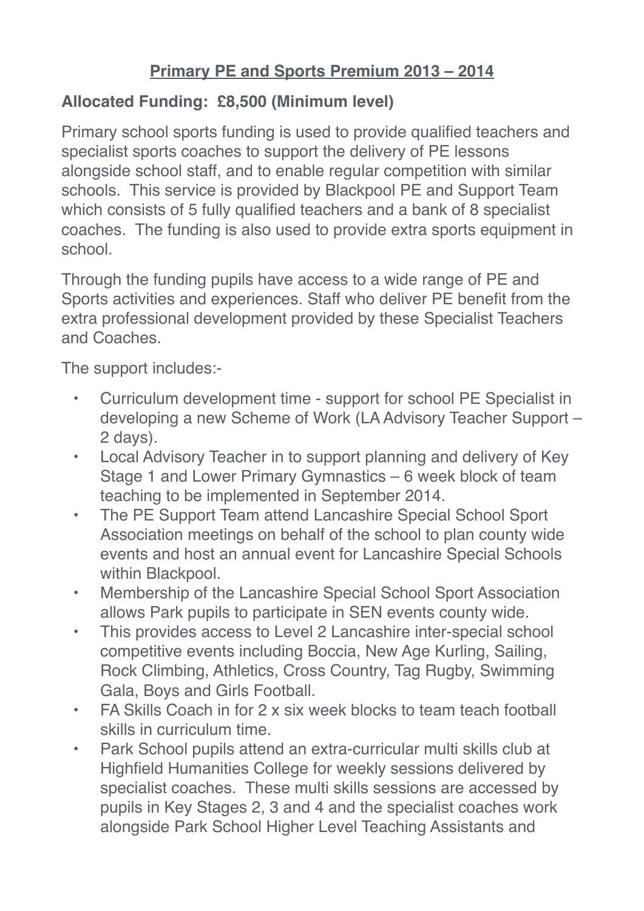# Primary PE and Sports Premium 2013 – 2014

**Allocated Funding: £8,500 (Minimum level)**

Primary school sports funding is used to provide qualified teachers and specialist sports coaches to support the delivery of PE lessons alongside school staff, and to enable regular competition with similar schools. This service is provided by Blackpool PE and Support Team which consists of 5 fully qualified teachers and a bank of 8 specialist coaches. The funding is also used to provide extra sports equipment in school.

Through the funding pupils have access to a wide range of PE and Sports activities and experiences. Staff who deliver PE benefit from the extra professional development provided by these Specialist Teachers and Coaches.

The support includes:-

- Curriculum development time - support for school PE Specialist in developing a new Scheme of Work (LA Advisory Teacher Support – 2 days).
- Local Advisory Teacher in to support planning and delivery of Key Stage 1 and Lower Primary Gymnastics – 6 week block of team teaching to be implemented in September 2014.
- The PE Support Team attend Lancashire Special School Sport Association meetings on behalf of the school to plan county wide events and host an annual event for Lancashire Special Schools within Blackpool.
- Membership of the Lancashire Special School Sport Association allows Park pupils to participate in SEN events county wide.
- This provides access to Level 2 Lancashire inter-special school competitive events including Boccia, New Age Kurling, Sailing, Rock Climbing, Athletics, Cross Country, Tag Rugby, Swimming Gala, Boys and Girls Football.
- FA Skills Coach in for 2 x six week blocks to team teach football skills in curriculum time.
- Park School pupils attend an extra-curricular multi skills club at Highfield Humanities College for weekly sessions delivered by specialist coaches. These multi skills sessions are accessed by pupils in Key Stages 2, 3 and 4 and the specialist coaches work alongside Park School Higher Level Teaching Assistants and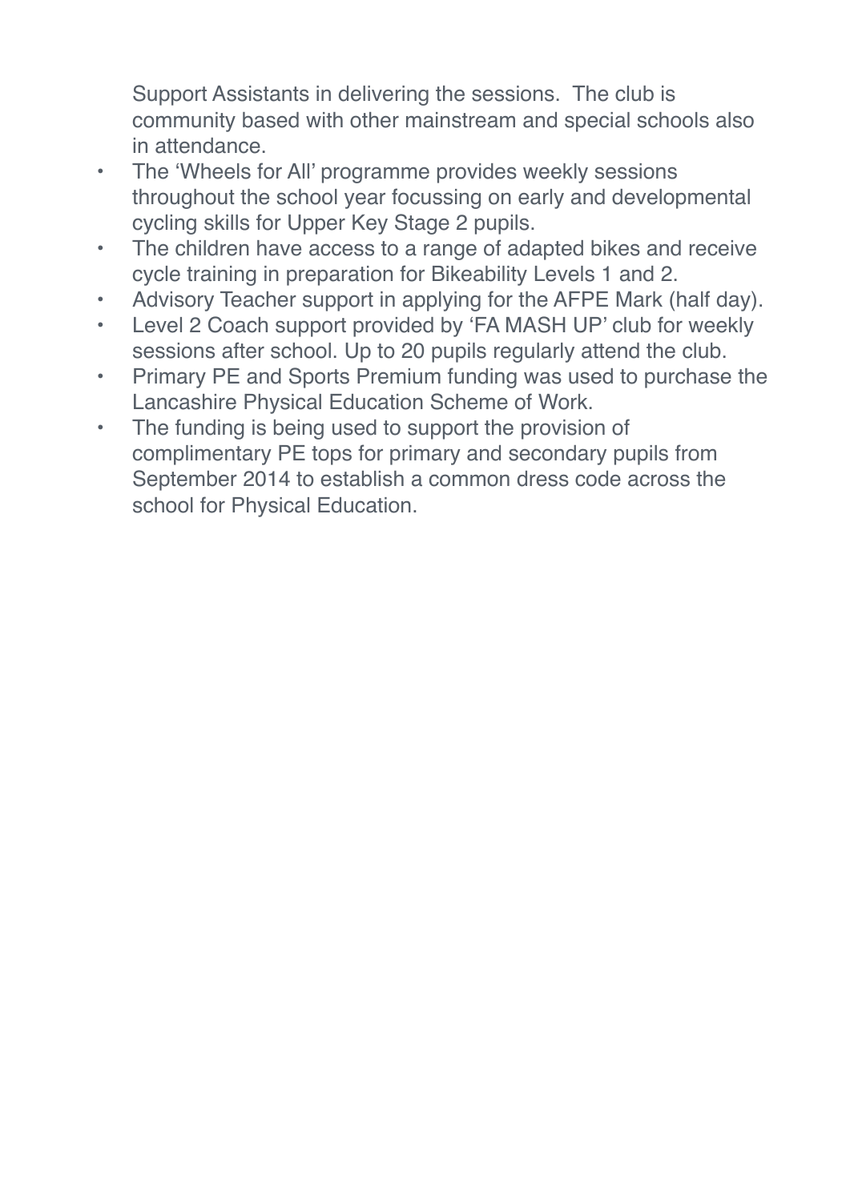Support Assistants in delivering the sessions. The club is community based with other mainstream and special schools also in attendance.

- The 'Wheels for All' programme provides weekly sessions throughout the school year focussing on early and developmental cycling skills for Upper Key Stage 2 pupils.
- The children have access to a range of adapted bikes and receive cycle training in preparation for Bikeability Levels 1 and 2.
- Advisory Teacher support in applying for the AFPE Mark (half day).
- Level 2 Coach support provided by 'FA MASH UP' club for weekly sessions after school. Up to 20 pupils regularly attend the club.
- Primary PE and Sports Premium funding was used to purchase the Lancashire Physical Education Scheme of Work.
- The funding is being used to support the provision of complimentary PE tops for primary and secondary pupils from September 2014 to establish a common dress code across the school for Physical Education.